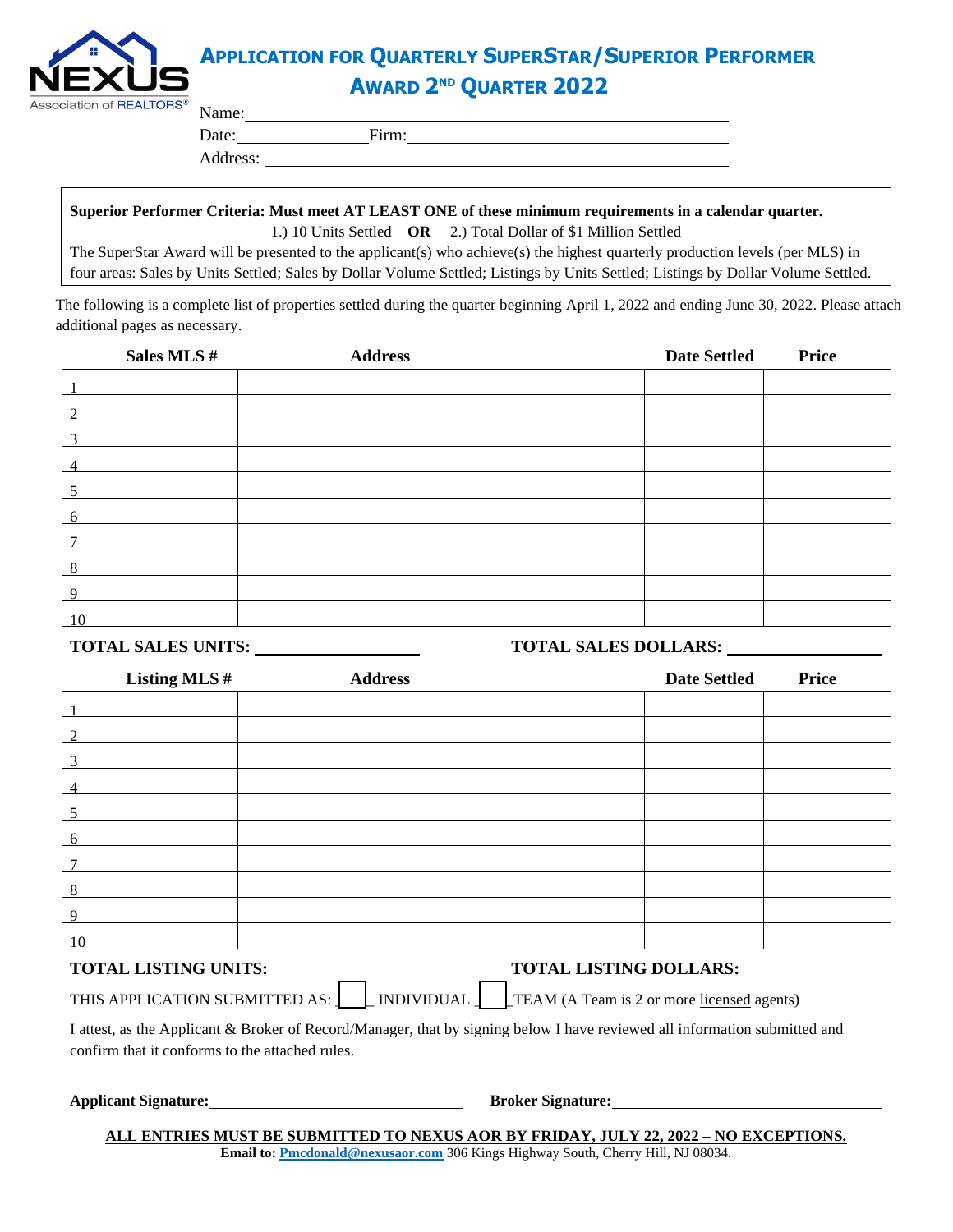# APPLICATION FOR QUARTERLY SUPERSTAR/SUPERIOR PERFORMER AWARD 2ND QUARTER 2022

Name: ______________________________________________

Date: _______________ Firm: ______________________________

Address: ______________________________________________

**Superior Performer Criteria: Must meet AT LEAST ONE of these minimum requirements in a calendar quarter.**
1.) 10 Units Settled **OR** 2.) Total Dollar of $1 Million Settled
The SuperStar Award will be presented to the applicant(s) who achieve(s) the highest quarterly production levels (per MLS) in four areas: Sales by Units Settled; Sales by Dollar Volume Settled; Listings by Units Settled; Listings by Dollar Volume Settled.

The following is a complete list of properties settled during the quarter beginning April 1, 2022 and ending June 30, 2022. Please attach additional pages as necessary.

| | Sales MLS # | Address | Date Settled | Price |
|---|---|---|---|---|
| 1 | | | | |
| 2 | | | | |
| 3 | | | | |
| 4 | | | | |
| 5 | | | | |
| 6 | | | | |
| 7 | | | | |
| 8 | | | | |
| 9 | | | | |
| 10 | | | | |

**TOTAL SALES UNITS:** ______________ **TOTAL SALES DOLLARS:** ______________

| | Listing MLS # | Address | Date Settled | Price |
|---|---|---|---|---|
| 1 | | | | |
| 2 | | | | |
| 3 | | | | |
| 4 | | | | |
| 5 | | | | |
| 6 | | | | |
| 7 | | | | |
| 8 | | | | |
| 9 | | | | |
| 10 | | | | |

**TOTAL LISTING UNITS:** ______________ **TOTAL LISTING DOLLARS:** ______________

THIS APPLICATION SUBMITTED AS: ☐ INDIVIDUAL ☐ TEAM (A Team is 2 or more licensed agents)

I attest, as the Applicant & Broker of Record/Manager, that by signing below I have reviewed all information submitted and confirm that it conforms to the attached rules.

**Applicant Signature:** ______________________ **Broker Signature:** ______________________

**ALL ENTRIES MUST BE SUBMITTED TO NEXUS AOR BY FRIDAY, JULY 22, 2022 – NO EXCEPTIONS.**
**Email to: Pmcdonald@nexusaor.com** 306 Kings Highway South, Cherry Hill, NJ 08034.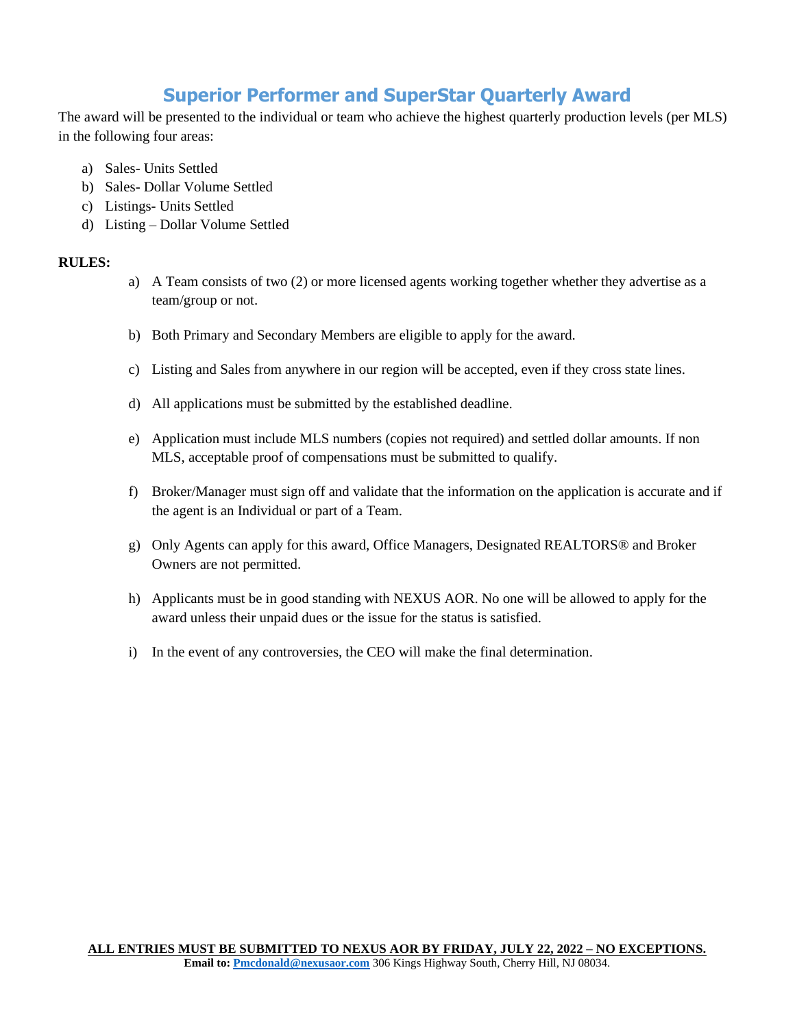# Superior Performer and SuperStar Quarterly Award

The award will be presented to the individual or team who achieve the highest quarterly production levels (per MLS) in the following four areas:

a) Sales- Units Settled
b) Sales- Dollar Volume Settled
c) Listings- Units Settled
d) Listing – Dollar Volume Settled

**RULES:**

a) A Team consists of two (2) or more licensed agents working together whether they advertise as a team/group or not.

b) Both Primary and Secondary Members are eligible to apply for the award.

c) Listing and Sales from anywhere in our region will be accepted, even if they cross state lines.

d) All applications must be submitted by the established deadline.

e) Application must include MLS numbers (copies not required) and settled dollar amounts. If non MLS, acceptable proof of compensations must be submitted to qualify.

f) Broker/Manager must sign off and validate that the information on the application is accurate and if the agent is an Individual or part of a Team.

g) Only Agents can apply for this award, Office Managers, Designated REALTORS® and Broker Owners are not permitted.

h) Applicants must be in good standing with NEXUS AOR. No one will be allowed to apply for the award unless their unpaid dues or the issue for the status is satisfied.

i) In the event of any controversies, the CEO will make the final determination.

**ALL ENTRIES MUST BE SUBMITTED TO NEXUS AOR BY FRIDAY, JULY 22, 2022 – NO EXCEPTIONS.**

**Email to: Pmcdonald@nexusaor.com** 306 Kings Highway South, Cherry Hill, NJ 08034.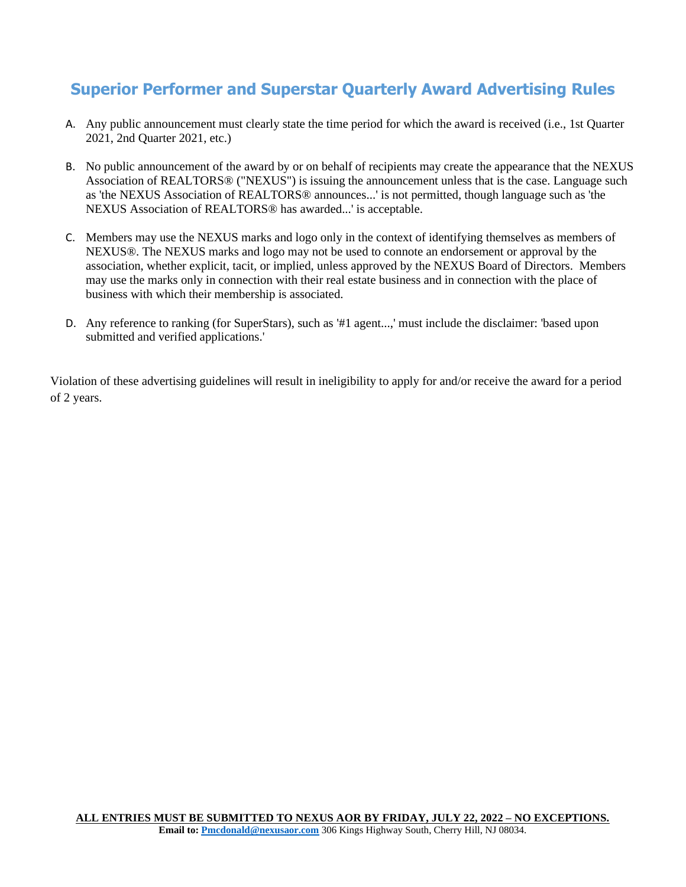## Superior Performer and Superstar Quarterly Award Advertising Rules

A. Any public announcement must clearly state the time period for which the award is received (i.e., 1st Quarter 2021, 2nd Quarter 2021, etc.)

B. No public announcement of the award by or on behalf of recipients may create the appearance that the NEXUS Association of REALTORS® ("NEXUS") is issuing the announcement unless that is the case. Language such as 'the NEXUS Association of REALTORS® announces...' is not permitted, though language such as 'the NEXUS Association of REALTORS® has awarded...' is acceptable.

C. Members may use the NEXUS marks and logo only in the context of identifying themselves as members of NEXUS®. The NEXUS marks and logo may not be used to connote an endorsement or approval by the association, whether explicit, tacit, or implied, unless approved by the NEXUS Board of Directors. Members may use the marks only in connection with their real estate business and in connection with the place of business with which their membership is associated.

D. Any reference to ranking (for SuperStars), such as '#1 agent...,' must include the disclaimer: 'based upon submitted and verified applications.'

Violation of these advertising guidelines will result in ineligibility to apply for and/or receive the award for a period of 2 years.

**ALL ENTRIES MUST BE SUBMITTED TO NEXUS AOR BY FRIDAY, JULY 22, 2022 – NO EXCEPTIONS.**
**Email to: Pmcdonald@nexusaor.com** 306 Kings Highway South, Cherry Hill, NJ 08034.